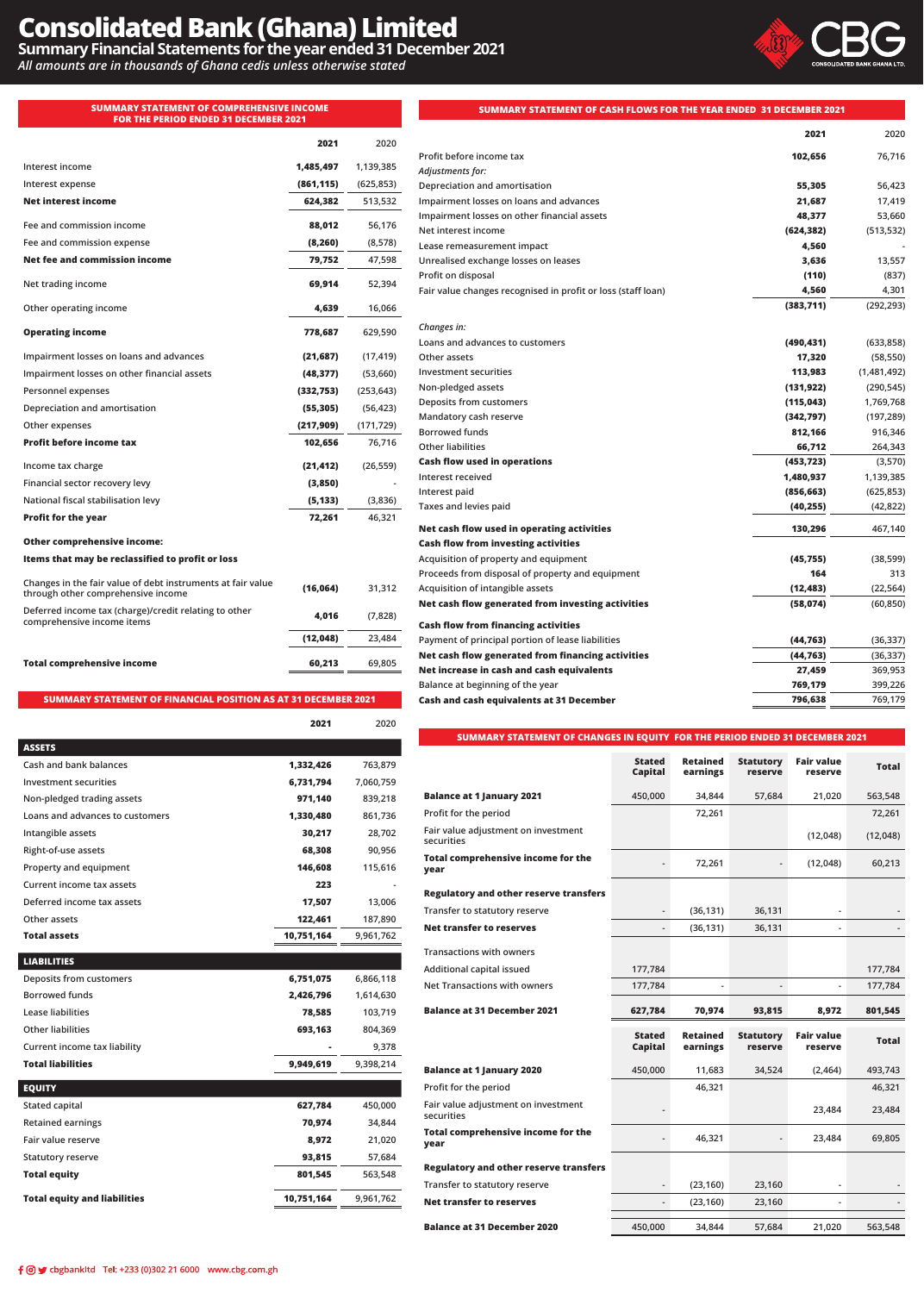# Consolidated Bank (Ghana) Limited

## Summary Financial Statements for the year ended 31 December 2021

*All amounts are in thousands of Ghana cedis unless otherwise stated*

### SUMMARY STATEMENT OF COMPREHENSIVE INCOME FOR THE PERIOD ENDED 31 DECEMBER 2021

| | 2021 | 2020 |
|---|---|---|
| Interest income | 1,485,497 | 1,139,385 |
| Interest expense | (861,115) | (625,853) |
| **Net interest income** | 624,382 | 513,532 |
| Fee and commission income | 88,012 | 56,176 |
| Fee and commission expense | (8,260) | (8,578) |
| **Net fee and commission income** | 79,752 | 47,598 |
| Net trading income | 69,914 | 52,394 |
| Other operating income | 4,639 | 16,066 |
| **Operating income** | 778,687 | 629,590 |
| Impairment losses on loans and advances | (21,687) | (17,419) |
| Impairment losses on other financial assets | (48,377) | (53,660) |
| Personnel expenses | (332,753) | (253,643) |
| Depreciation and amortisation | (55,305) | (56,423) |
| Other expenses | (217,909) | (171,729) |
| **Profit before income tax** | 102,656 | 76,716 |
| Income tax charge | (21,412) | (26,559) |
| Financial sector recovery levy | (3,850) | - |
| National fiscal stabilisation levy | (5,133) | (3,836) |
| **Profit for the year** | 72,261 | 46,321 |
| **Other comprehensive income:** | | |
| **Items that may be reclassified to profit or loss** | | |
| Changes in the fair value of debt instruments at fair value through other comprehensive income | (16,064) | 31,312 |
| Deferred income tax (charge)/credit relating to other comprehensive income items | 4,016 | (7,828) |
| | (12,048) | 23,484 |
| **Total comprehensive income** | 60,213 | 69,805 |

### SUMMARY STATEMENT OF FINANCIAL POSITION AS AT 31 DECEMBER 2021

| | 2021 | 2020 |
|---|---|---|
| **ASSETS** | | |
| Cash and bank balances | 1,332,426 | 763,879 |
| Investment securities | 6,731,794 | 7,060,759 |
| Non-pledged trading assets | 971,140 | 839,218 |
| Loans and advances to customers | 1,330,480 | 861,736 |
| Intangible assets | 30,217 | 28,702 |
| Right-of-use assets | 68,308 | 90,956 |
| Property and equipment | 146,608 | 115,616 |
| Current income tax assets | 223 | - |
| Deferred income tax assets | 17,507 | 13,006 |
| Other assets | 122,461 | 187,890 |
| **Total assets** | 10,751,164 | 9,961,762 |
| **LIABILITIES** | | |
| Deposits from customers | 6,751,075 | 6,866,118 |
| Borrowed funds | 2,426,796 | 1,614,630 |
| Lease liabilities | 78,585 | 103,719 |
| Other liabilities | 693,163 | 804,369 |
| Current income tax liability | - | 9,378 |
| **Total liabilities** | 9,949,619 | 9,398,214 |
| **EQUITY** | | |
| Stated capital | 627,784 | 450,000 |
| Retained earnings | 70,974 | 34,844 |
| Fair value reserve | 8,972 | 21,020 |
| Statutory reserve | 93,815 | 57,684 |
| **Total equity** | 801,545 | 563,548 |
| **Total equity and liabilities** | 10,751,164 | 9,961,762 |

### SUMMARY STATEMENT OF CASH FLOWS FOR THE YEAR ENDED 31 DECEMBER 2021

| | 2021 | 2020 |
|---|---|---|
| Profit before income tax | 102,656 | 76,716 |
| *Adjustments for:* | | |
| Depreciation and amortisation | 55,305 | 56,423 |
| Impairment losses on loans and advances | 21,687 | 17,419 |
| Impairment losses on other financial assets | 48,377 | 53,660 |
| Net interest income | (624,382) | (513,532) |
| Lease remeasurement impact | 4,560 | - |
| Unrealised exchange losses on leases | 3,636 | 13,557 |
| Profit on disposal | (110) | (837) |
| Fair value changes recognised in profit or loss (staff loan) | 4,560 | 4,301 |
| | (383,711) | (292,293) |
| *Changes in:* | | |
| Loans and advances to customers | (490,431) | (633,858) |
| Other assets | 17,320 | (58,550) |
| Investment securities | 113,983 | (1,481,492) |
| Non-pledged assets | (131,922) | (290,545) |
| Deposits from customers | (115,043) | 1,769,768 |
| Mandatory cash reserve | (342,797) | (197,289) |
| Borrowed funds | 812,166 | 916,346 |
| Other liabilities | 66,712 | 264,343 |
| **Cash flow used in operations** | (453,723) | (3,570) |
| Interest received | 1,480,937 | 1,139,385 |
| Interest paid | (856,663) | (625,853) |
| Taxes and levies paid | (40,255) | (42,822) |
| **Net cash flow used in operating activities** | 130,296 | 467,140 |
| **Cash flow from investing activities** | | |
| Acquisition of property and equipment | (45,755) | (38,599) |
| Proceeds from disposal of property and equipment | 164 | 313 |
| Acquisition of intangible assets | (12,483) | (22,564) |
| **Net cash flow generated from investing activities** | (58,074) | (60,850) |
| **Cash flow from financing activities** | | |
| Payment of principal portion of lease liabilities | (44,763) | (36,337) |
| **Net cash flow generated from financing activities** | (44,763) | (36,337) |
| **Net increase in cash and cash equivalents** | 27,459 | 369,953 |
| Balance at beginning of the year | 769,179 | 399,226 |
| **Cash and cash equivalents at 31 December** | 796,638 | 769,179 |

### SUMMARY STATEMENT OF CHANGES IN EQUITY FOR THE PERIOD ENDED 31 DECEMBER 2021

| | Stated Capital | Retained earnings | Statutory reserve | Fair value reserve | Total |
|---|---|---|---|---|---|
| **Balance at 1 January 2021** | 450,000 | 34,844 | 57,684 | 21,020 | 563,548 |
| Profit for the period | | 72,261 | | | 72,261 |
| Fair value adjustment on investment securities | | | | (12,048) | (12,048) |
| **Total comprehensive income for the year** | - | 72,261 | - | (12,048) | 60,213 |
| **Regulatory and other reserve transfers** | | | | | |
| Transfer to statutory reserve | - | (36,131) | 36,131 | - | - |
| **Net transfer to reserves** | - | (36,131) | 36,131 | - | - |
| Transactions with owners | | | | | |
| Additional capital issued | 177,784 | | | | 177,784 |
| Net Transactions with owners | 177,784 | - | - | - | 177,784 |
| **Balance at 31 December 2021** | 627,784 | 70,974 | 93,815 | 8,972 | 801,545 |

| | Stated Capital | Retained earnings | Statutory reserve | Fair value reserve | Total |
|---|---|---|---|---|---|
| **Balance at 1 January 2020** | 450,000 | 11,683 | 34,524 | (2,464) | 493,743 |
| Profit for the period | | 46,321 | | | 46,321 |
| Fair value adjustment on investment securities | - | | | 23,484 | 23,484 |
| **Total comprehensive income for the year** | - | 46,321 | - | 23,484 | 69,805 |
| **Regulatory and other reserve transfers** | | | | | |
| Transfer to statutory reserve | - | (23,160) | 23,160 | - | - |
| **Net transfer to reserves** | - | (23,160) | 23,160 | - | - |
| **Balance at 31 December 2020** | 450,000 | 34,844 | 57,684 | 21,020 | 563,548 |

cbgbankltd Tel: +233 (0)302 21 6000 www.cbg.com.gh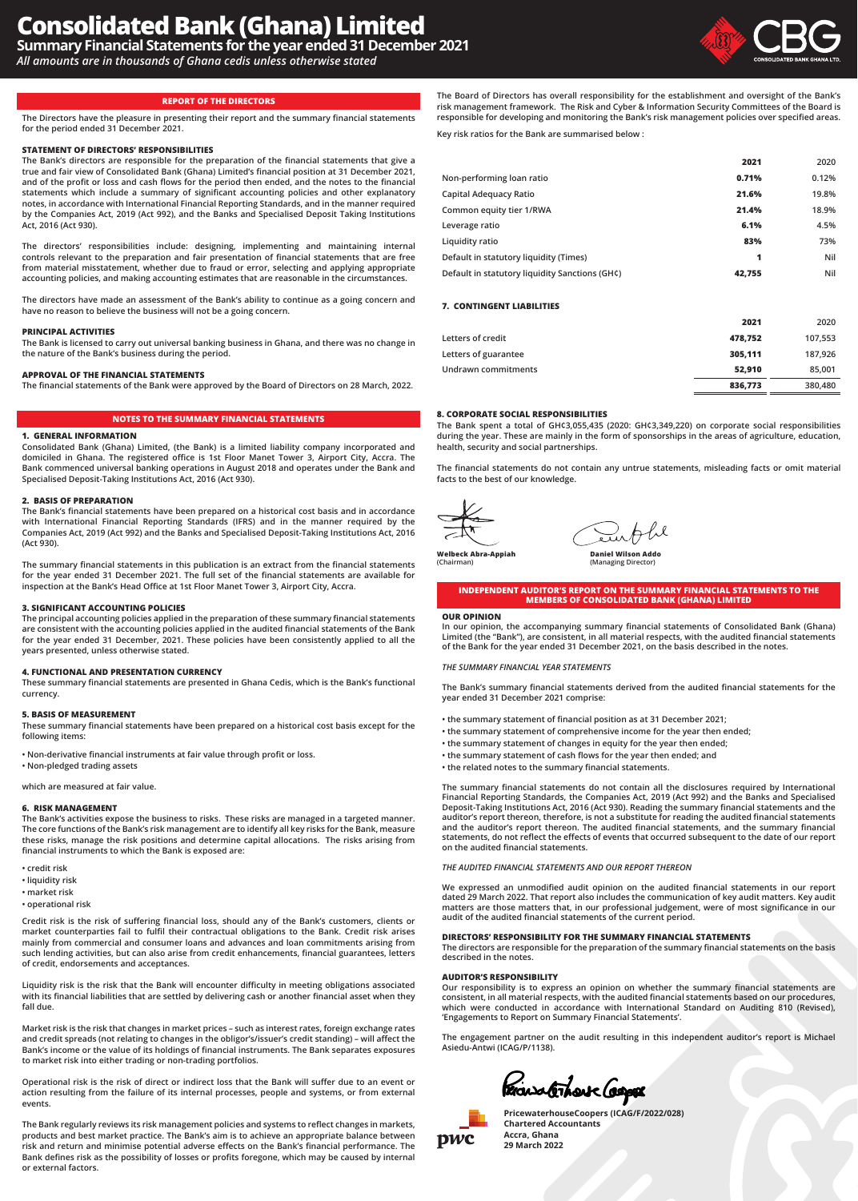# Consolidated Bank (Ghana) Limited

**Summary Financial Statements for the year ended 31 December 2021**

*All amounts are in thousands of Ghana cedis unless otherwise stated*

## REPORT OF THE DIRECTORS

The Directors have the pleasure in presenting their report and the summary financial statements for the period ended 31 December 2021.

### STATEMENT OF DIRECTORS' RESPONSIBILITIES

The Bank's directors are responsible for the preparation of the financial statements that give a true and fair view of Consolidated Bank (Ghana) Limited's financial position at 31 December 2021, and of the profit or loss and cash flows for the period then ended, and the notes to the financial statements which include a summary of significant accounting policies and other explanatory notes, in accordance with International Financial Reporting Standards, and in the manner required by the Companies Act, 2019 (Act 992), and the Banks and Specialised Deposit Taking Institutions Act, 2016 (Act 930).

The directors' responsibilities include: designing, implementing and maintaining internal controls relevant to the preparation and fair presentation of financial statements that are free from material misstatement, whether due to fraud or error, selecting and applying appropriate accounting policies, and making accounting estimates that are reasonable in the circumstances.

The directors have made an assessment of the Bank's ability to continue as a going concern and have no reason to believe the business will not be a going concern.

### PRINCIPAL ACTIVITIES

The Bank is licensed to carry out universal banking business in Ghana, and there was no change in the nature of the Bank's business during the period.

### APPROVAL OF THE FINANCIAL STATEMENTS

The financial statements of the Bank were approved by the Board of Directors on 28 March, 2022.

## NOTES TO THE SUMMARY FINANCIAL STATEMENTS

### 1. GENERAL INFORMATION

Consolidated Bank (Ghana) Limited, (the Bank) is a limited liability company incorporated and domiciled in Ghana. The registered office is 1st Floor Manet Tower 3, Airport City, Accra. The Bank commenced universal banking operations in August 2018 and operates under the Bank and Specialised Deposit-Taking Institutions Act, 2016 (Act 930).

### 2. BASIS OF PREPARATION

The Bank's financial statements have been prepared on a historical cost basis and in accordance with International Financial Reporting Standards (IFRS) and in the manner required by the Companies Act, 2019 (Act 992) and the Banks and Specialised Deposit-Taking Institutions Act, 2016 (Act 930).

The summary financial statements in this publication is an extract from the financial statements for the year ended 31 December 2021. The full set of the financial statements are available for inspection at the Bank's Head Office at 1st Floor Manet Tower 3, Airport City, Accra.

### 3. SIGNIFICANT ACCOUNTING POLICIES

The principal accounting policies applied in the preparation of these summary financial statements are consistent with the accounting policies applied in the audited financial statements of the Bank for the year ended 31 December, 2021. These policies have been consistently applied to all the years presented, unless otherwise stated.

### 4. FUNCTIONAL AND PRESENTATION CURRENCY

These summary financial statements are presented in Ghana Cedis, which is the Bank's functional currency.

### 5. BASIS OF MEASUREMENT

These summary financial statements have been prepared on a historical cost basis except for the following items:

- Non-derivative financial instruments at fair value through profit or loss.
- Non-pledged trading assets

which are measured at fair value.

### 6. RISK MANAGEMENT

The Bank's activities expose the business to risks. These risks are managed in a targeted manner. The core functions of the Bank's risk management are to identify all key risks for the Bank, measure these risks, manage the risk positions and determine capital allocations. The risks arising from financial instruments to which the Bank is exposed are:

- credit risk
- liquidity risk
- market risk
- operational risk

Credit risk is the risk of suffering financial loss, should any of the Bank's customers, clients or market counterparties fail to fulfil their contractual obligations to the Bank. Credit risk arises mainly from commercial and consumer loans and advances and loan commitments arising from such lending activities, but can also arise from credit enhancements, financial guarantees, letters of credit, endorsements and acceptances.

Liquidity risk is the risk that the Bank will encounter difficulty in meeting obligations associated with its financial liabilities that are settled by delivering cash or another financial asset when they fall due.

Market risk is the risk that changes in market prices – such as interest rates, foreign exchange rates and credit spreads (not relating to changes in the obligor's/issuer's credit standing) – will affect the Bank's income or the value of its holdings of financial instruments. The Bank separates exposures to market risk into either trading or non-trading portfolios.

Operational risk is the risk of direct or indirect loss that the Bank will suffer due to an event or action resulting from the failure of its internal processes, people and systems, or from external events.

The Bank regularly reviews its risk management policies and systems to reflect changes in markets, products and best market practice. The Bank's aim is to achieve an appropriate balance between risk and return and minimise potential adverse effects on the Bank's financial performance. The Bank defines risk as the possibility of losses or profits foregone, which may be caused by internal or external factors.

The Board of Directors has overall responsibility for the establishment and oversight of the Bank's risk management framework. The Risk and Cyber & Information Security Committees of the Board is responsible for developing and monitoring the Bank's risk management policies over specified areas.

Key risk ratios for the Bank are summarised below :

| | 2021 | 2020 |
|---|---|---|
| Non-performing loan ratio | **0.71%** | 0.12% |
| Capital Adequacy Ratio | **21.6%** | 19.8% |
| Common equity tier 1/RWA | **21.4%** | 18.9% |
| Leverage ratio | **6.1%** | 4.5% |
| Liquidity ratio | **83%** | 73% |
| Default in statutory liquidity (Times) | **1** | Nil |
| Default in statutory liquidity Sanctions (GH¢) | **42,755** | Nil |

### 7. CONTINGENT LIABILITIES

| | 2021 | 2020 |
|---|---|---|
| Letters of credit | **478,752** | 107,553 |
| Letters of guarantee | **305,111** | 187,926 |
| Undrawn commitments | **52,910** | 85,001 |
| | **836,773** | 380,480 |

### 8. CORPORATE SOCIAL RESPONSIBILITIES

The Bank spent a total of GH¢3,055,435 (2020: GH¢3,349,220) on corporate social responsibilities during the year. These are mainly in the form of sponsorships in the areas of agriculture, education, health, security and social partnerships.

The financial statements do not contain any untrue statements, misleading facts or omit material facts to the best of our knowledge.

**Welbeck Abra-Appiah**
(Chairman)

**Daniel Wilson Addo**
(Managing Director)

## INDEPENDENT AUDITOR'S REPORT ON THE SUMMARY FINANCIAL STATEMENTS TO THE MEMBERS OF CONSOLIDATED BANK (GHANA) LIMITED

### OUR OPINION

In our opinion, the accompanying summary financial statements of Consolidated Bank (Ghana) Limited (the "Bank"), are consistent, in all material respects, with the audited financial statements of the Bank for the year ended 31 December 2021, on the basis described in the notes.

*THE SUMMARY FINANCIAL YEAR STATEMENTS*

The Bank's summary financial statements derived from the audited financial statements for the year ended 31 December 2021 comprise:

- the summary statement of financial position as at 31 December 2021;
- the summary statement of comprehensive income for the year then ended;
- the summary statement of changes in equity for the year then ended;
- the summary statement of cash flows for the year then ended; and
- the related notes to the summary financial statements.

The summary financial statements do not contain all the disclosures required by International Financial Reporting Standards, the Companies Act, 2019 (Act 992) and the Banks and Specialised Deposit-Taking Institutions Act, 2016 (Act 930). Reading the summary financial statements and the auditor's report thereon, therefore, is not a substitute for reading the audited financial statements and the auditor's report thereon. The audited financial statements, and the summary financial statements, do not reflect the effects of events that occurred subsequent to the date of our report on the audited financial statements.

*THE AUDITED FINANCIAL STATEMENTS AND OUR REPORT THEREON*

We expressed an unmodified audit opinion on the audited financial statements in our report dated 29 March 2022. That report also includes the communication of key audit matters. Key audit matters are those matters that, in our professional judgement, were of most significance in our audit of the audited financial statements of the current period.

### DIRECTORS' RESPONSIBILITY FOR THE SUMMARY FINANCIAL STATEMENTS

The directors are responsible for the preparation of the summary financial statements on the basis described in the notes.

### AUDITOR'S RESPONSIBILITY

Our responsibility is to express an opinion on whether the summary financial statements are consistent, in all material respects, with the audited financial statements based on our procedures, which were conducted in accordance with International Standard on Auditing 810 (Revised), 'Engagements to Report on Summary Financial Statements'.

The engagement partner on the audit resulting in this independent auditor's report is Michael Asiedu-Antwi (ICAG/P/1138).

**PricewaterhouseCoopers (ICAG/F/2022/028)**
**Chartered Accountants**
**Accra, Ghana**
**29 March 2022**